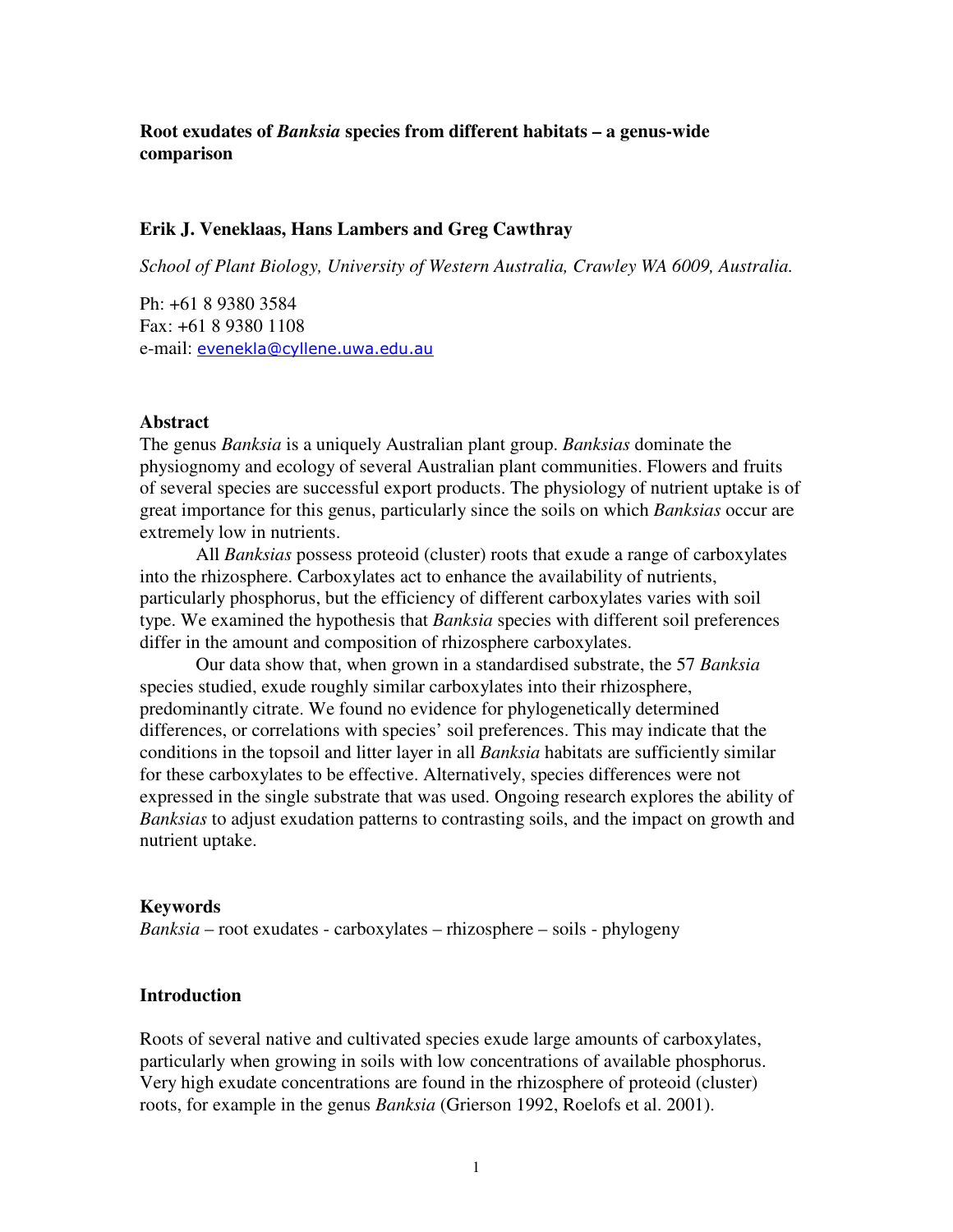# Root exudates of *Banksia* species from different habitats – a genus-wide comparison

**Erik J. Veneklaas, Hans Lambers and Greg Cawthray**

*School of Plant Biology, University of Western Australia, Crawley WA 6009, Australia.*

Ph: +61 8 9380 3584
Fax: +61 8 9380 1108
e-mail: evenekla@cyllene.uwa.edu.au

## Abstract

The genus *Banksia* is a uniquely Australian plant group. *Banksias* dominate the physiognomy and ecology of several Australian plant communities. Flowers and fruits of several species are successful export products. The physiology of nutrient uptake is of great importance for this genus, particularly since the soils on which *Banksias* occur are extremely low in nutrients.

All *Banksias* possess proteoid (cluster) roots that exude a range of carboxylates into the rhizosphere. Carboxylates act to enhance the availability of nutrients, particularly phosphorus, but the efficiency of different carboxylates varies with soil type. We examined the hypothesis that *Banksia* species with different soil preferences differ in the amount and composition of rhizosphere carboxylates.

Our data show that, when grown in a standardised substrate, the 57 *Banksia* species studied, exude roughly similar carboxylates into their rhizosphere, predominantly citrate. We found no evidence for phylogenetically determined differences, or correlations with species' soil preferences. This may indicate that the conditions in the topsoil and litter layer in all *Banksia* habitats are sufficiently similar for these carboxylates to be effective. Alternatively, species differences were not expressed in the single substrate that was used. Ongoing research explores the ability of *Banksias* to adjust exudation patterns to contrasting soils, and the impact on growth and nutrient uptake.

## Keywords

*Banksia* – root exudates - carboxylates – rhizosphere – soils - phylogeny

## Introduction

Roots of several native and cultivated species exude large amounts of carboxylates, particularly when growing in soils with low concentrations of available phosphorus. Very high exudate concentrations are found in the rhizosphere of proteoid (cluster) roots, for example in the genus *Banksia* (Grierson 1992, Roelofs et al. 2001).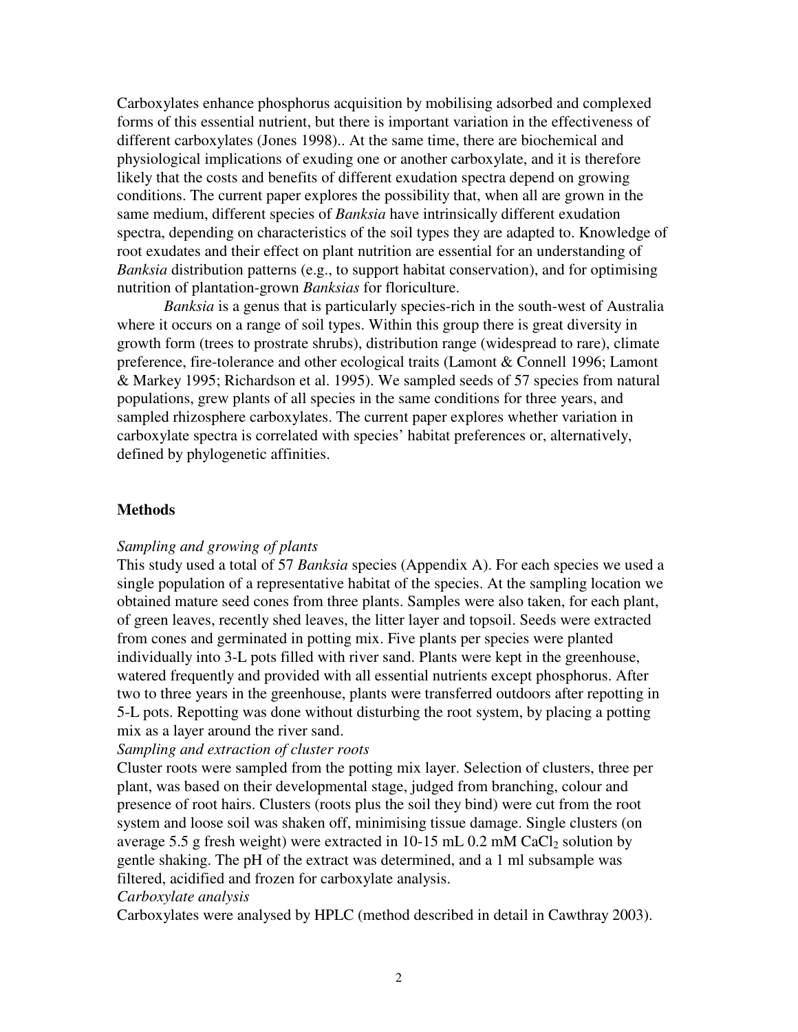Carboxylates enhance phosphorus acquisition by mobilising adsorbed and complexed forms of this essential nutrient, but there is important variation in the effectiveness of different carboxylates (Jones 1998).. At the same time, there are biochemical and physiological implications of exuding one or another carboxylate, and it is therefore likely that the costs and benefits of different exudation spectra depend on growing conditions. The current paper explores the possibility that, when all are grown in the same medium, different species of *Banksia* have intrinsically different exudation spectra, depending on characteristics of the soil types they are adapted to. Knowledge of root exudates and their effect on plant nutrition are essential for an understanding of *Banksia* distribution patterns (e.g., to support habitat conservation), and for optimising nutrition of plantation-grown *Banksias* for floriculture.

*Banksia* is a genus that is particularly species-rich in the south-west of Australia where it occurs on a range of soil types. Within this group there is great diversity in growth form (trees to prostrate shrubs), distribution range (widespread to rare), climate preference, fire-tolerance and other ecological traits (Lamont & Connell 1996; Lamont & Markey 1995; Richardson et al. 1995). We sampled seeds of 57 species from natural populations, grew plants of all species in the same conditions for three years, and sampled rhizosphere carboxylates. The current paper explores whether variation in carboxylate spectra is correlated with species' habitat preferences or, alternatively, defined by phylogenetic affinities.

## Methods

*Sampling and growing of plants*

This study used a total of 57 *Banksia* species (Appendix A). For each species we used a single population of a representative habitat of the species. At the sampling location we obtained mature seed cones from three plants. Samples were also taken, for each plant, of green leaves, recently shed leaves, the litter layer and topsoil. Seeds were extracted from cones and germinated in potting mix. Five plants per species were planted individually into 3-L pots filled with river sand. Plants were kept in the greenhouse, watered frequently and provided with all essential nutrients except phosphorus. After two to three years in the greenhouse, plants were transferred outdoors after repotting in 5-L pots. Repotting was done without disturbing the root system, by placing a potting mix as a layer around the river sand.

*Sampling and extraction of cluster roots*

Cluster roots were sampled from the potting mix layer. Selection of clusters, three per plant, was based on their developmental stage, judged from branching, colour and presence of root hairs. Clusters (roots plus the soil they bind) were cut from the root system and loose soil was shaken off, minimising tissue damage. Single clusters (on average 5.5 g fresh weight) were extracted in 10-15 mL 0.2 mM $CaCl_2$ solution by gentle shaking. The pH of the extract was determined, and a 1 ml subsample was filtered, acidified and frozen for carboxylate analysis.

*Carboxylate analysis*

Carboxylates were analysed by HPLC (method described in detail in Cawthray 2003).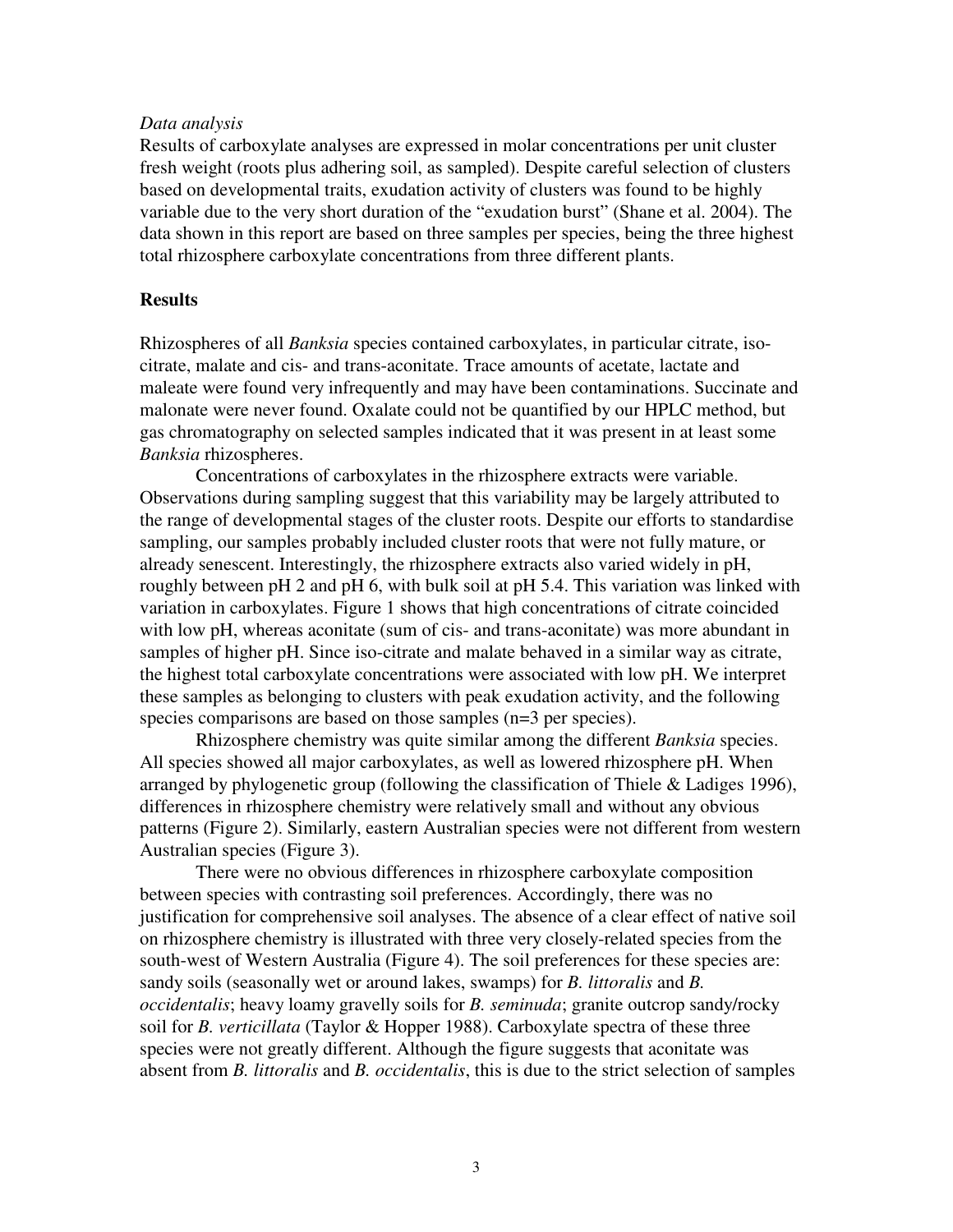*Data analysis*

Results of carboxylate analyses are expressed in molar concentrations per unit cluster fresh weight (roots plus adhering soil, as sampled). Despite careful selection of clusters based on developmental traits, exudation activity of clusters was found to be highly variable due to the very short duration of the "exudation burst" (Shane et al. 2004). The data shown in this report are based on three samples per species, being the three highest total rhizosphere carboxylate concentrations from three different plants.

## Results

Rhizospheres of all *Banksia* species contained carboxylates, in particular citrate, iso-citrate, malate and cis- and trans-aconitate. Trace amounts of acetate, lactate and maleate were found very infrequently and may have been contaminations. Succinate and malonate were never found. Oxalate could not be quantified by our HPLC method, but gas chromatography on selected samples indicated that it was present in at least some *Banksia* rhizospheres.

Concentrations of carboxylates in the rhizosphere extracts were variable. Observations during sampling suggest that this variability may be largely attributed to the range of developmental stages of the cluster roots. Despite our efforts to standardise sampling, our samples probably included cluster roots that were not fully mature, or already senescent. Interestingly, the rhizosphere extracts also varied widely in pH, roughly between pH 2 and pH 6, with bulk soil at pH 5.4. This variation was linked with variation in carboxylates. Figure 1 shows that high concentrations of citrate coincided with low pH, whereas aconitate (sum of cis- and trans-aconitate) was more abundant in samples of higher pH. Since iso-citrate and malate behaved in a similar way as citrate, the highest total carboxylate concentrations were associated with low pH. We interpret these samples as belonging to clusters with peak exudation activity, and the following species comparisons are based on those samples (n=3 per species).

Rhizosphere chemistry was quite similar among the different *Banksia* species. All species showed all major carboxylates, as well as lowered rhizosphere pH. When arranged by phylogenetic group (following the classification of Thiele & Ladiges 1996), differences in rhizosphere chemistry were relatively small and without any obvious patterns (Figure 2). Similarly, eastern Australian species were not different from western Australian species (Figure 3).

There were no obvious differences in rhizosphere carboxylate composition between species with contrasting soil preferences. Accordingly, there was no justification for comprehensive soil analyses. The absence of a clear effect of native soil on rhizosphere chemistry is illustrated with three very closely-related species from the south-west of Western Australia (Figure 4). The soil preferences for these species are: sandy soils (seasonally wet or around lakes, swamps) for *B. littoralis* and *B. occidentalis*; heavy loamy gravelly soils for *B. seminuda*; granite outcrop sandy/rocky soil for *B. verticillata* (Taylor & Hopper 1988). Carboxylate spectra of these three species were not greatly different. Although the figure suggests that aconitate was absent from *B. littoralis* and *B. occidentalis*, this is due to the strict selection of samples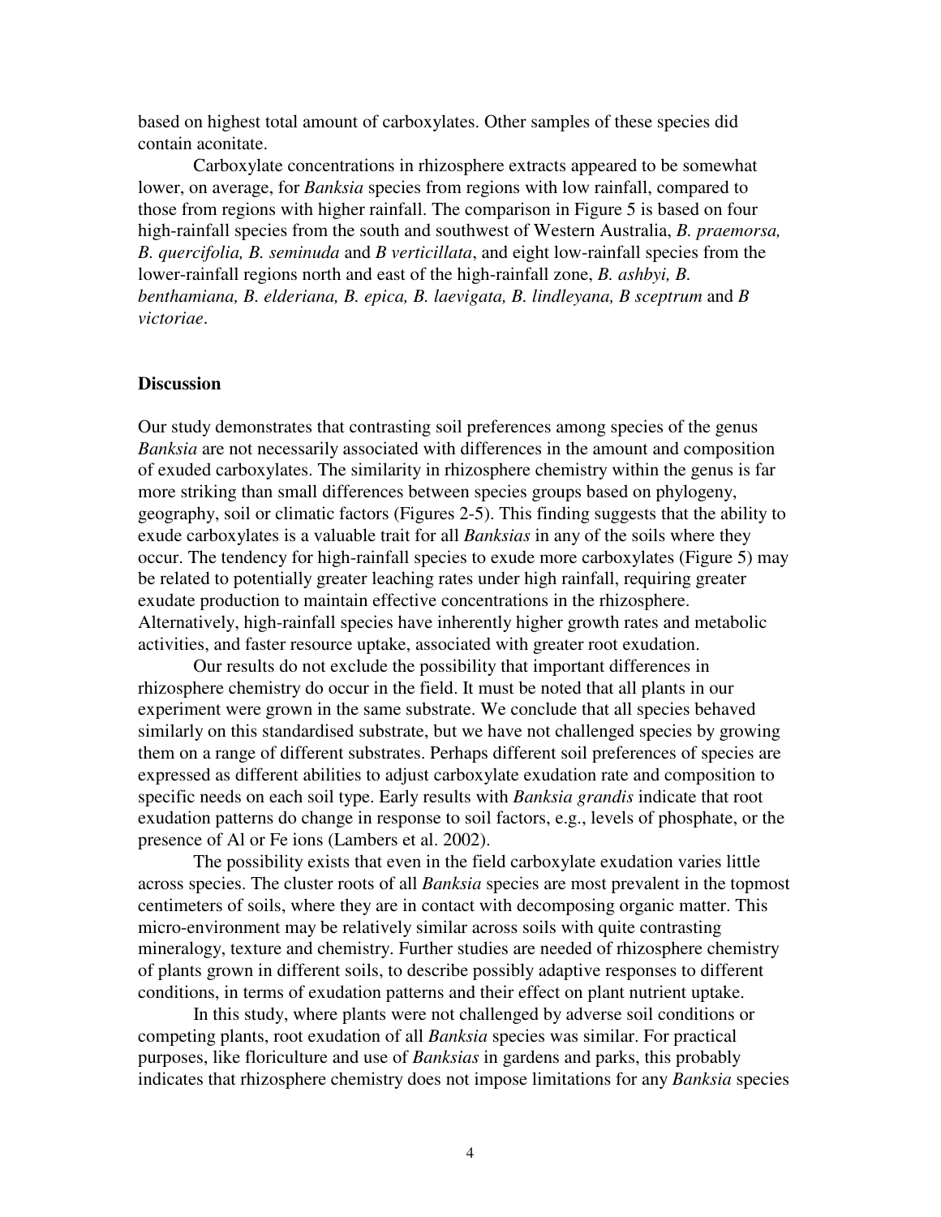based on highest total amount of carboxylates. Other samples of these species did contain aconitate.

Carboxylate concentrations in rhizosphere extracts appeared to be somewhat lower, on average, for *Banksia* species from regions with low rainfall, compared to those from regions with higher rainfall. The comparison in Figure 5 is based on four high-rainfall species from the south and southwest of Western Australia, *B. praemorsa, B. quercifolia, B. seminuda* and *B verticillata*, and eight low-rainfall species from the lower-rainfall regions north and east of the high-rainfall zone, *B. ashbyi, B. benthamiana, B. elderiana, B. epica, B. laevigata, B. lindleyana, B sceptrum* and *B victoriae*.

## Discussion

Our study demonstrates that contrasting soil preferences among species of the genus *Banksia* are not necessarily associated with differences in the amount and composition of exuded carboxylates. The similarity in rhizosphere chemistry within the genus is far more striking than small differences between species groups based on phylogeny, geography, soil or climatic factors (Figures 2-5). This finding suggests that the ability to exude carboxylates is a valuable trait for all *Banksias* in any of the soils where they occur. The tendency for high-rainfall species to exude more carboxylates (Figure 5) may be related to potentially greater leaching rates under high rainfall, requiring greater exudate production to maintain effective concentrations in the rhizosphere. Alternatively, high-rainfall species have inherently higher growth rates and metabolic activities, and faster resource uptake, associated with greater root exudation.

Our results do not exclude the possibility that important differences in rhizosphere chemistry do occur in the field. It must be noted that all plants in our experiment were grown in the same substrate. We conclude that all species behaved similarly on this standardised substrate, but we have not challenged species by growing them on a range of different substrates. Perhaps different soil preferences of species are expressed as different abilities to adjust carboxylate exudation rate and composition to specific needs on each soil type. Early results with *Banksia grandis* indicate that root exudation patterns do change in response to soil factors, e.g., levels of phosphate, or the presence of Al or Fe ions (Lambers et al. 2002).

The possibility exists that even in the field carboxylate exudation varies little across species. The cluster roots of all *Banksia* species are most prevalent in the topmost centimeters of soils, where they are in contact with decomposing organic matter. This micro-environment may be relatively similar across soils with quite contrasting mineralogy, texture and chemistry. Further studies are needed of rhizosphere chemistry of plants grown in different soils, to describe possibly adaptive responses to different conditions, in terms of exudation patterns and their effect on plant nutrient uptake.

In this study, where plants were not challenged by adverse soil conditions or competing plants, root exudation of all *Banksia* species was similar. For practical purposes, like floriculture and use of *Banksias* in gardens and parks, this probably indicates that rhizosphere chemistry does not impose limitations for any *Banksia* species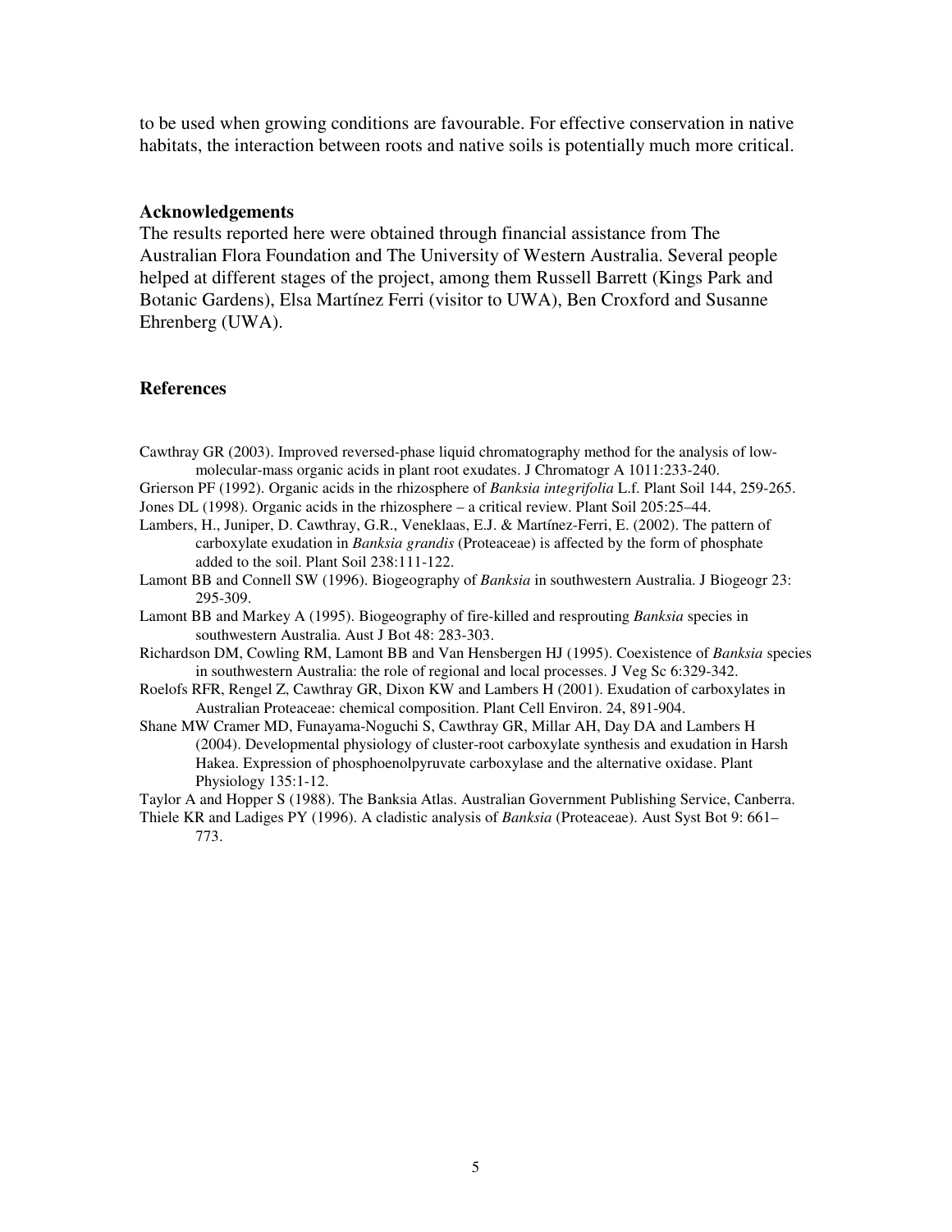to be used when growing conditions are favourable. For effective conservation in native habitats, the interaction between roots and native soils is potentially much more critical.

## Acknowledgements

The results reported here were obtained through financial assistance from The Australian Flora Foundation and The University of Western Australia. Several people helped at different stages of the project, among them Russell Barrett (Kings Park and Botanic Gardens), Elsa Martínez Ferri (visitor to UWA), Ben Croxford and Susanne Ehrenberg (UWA).

## References

Cawthray GR (2003). Improved reversed-phase liquid chromatography method for the analysis of low-molecular-mass organic acids in plant root exudates. J Chromatogr A 1011:233-240.

Grierson PF (1992). Organic acids in the rhizosphere of *Banksia integrifolia* L.f. Plant Soil 144, 259-265.

Jones DL (1998). Organic acids in the rhizosphere – a critical review. Plant Soil 205:25–44.

Lambers, H., Juniper, D. Cawthray, G.R., Veneklaas, E.J. & Martínez-Ferri, E. (2002). The pattern of carboxylate exudation in *Banksia grandis* (Proteaceae) is affected by the form of phosphate added to the soil. Plant Soil 238:111-122.

Lamont BB and Connell SW (1996). Biogeography of *Banksia* in southwestern Australia. J Biogeogr 23: 295-309.

Lamont BB and Markey A (1995). Biogeography of fire-killed and resprouting *Banksia* species in southwestern Australia. Aust J Bot 48: 283-303.

Richardson DM, Cowling RM, Lamont BB and Van Hensbergen HJ (1995). Coexistence of *Banksia* species in southwestern Australia: the role of regional and local processes. J Veg Sc 6:329-342.

Roelofs RFR, Rengel Z, Cawthray GR, Dixon KW and Lambers H (2001). Exudation of carboxylates in Australian Proteaceae: chemical composition. Plant Cell Environ. 24, 891-904.

Shane MW Cramer MD, Funayama-Noguchi S, Cawthray GR, Millar AH, Day DA and Lambers H (2004). Developmental physiology of cluster-root carboxylate synthesis and exudation in Harsh Hakea. Expression of phosphoenolpyruvate carboxylase and the alternative oxidase. Plant Physiology 135:1-12.

Taylor A and Hopper S (1988). The Banksia Atlas. Australian Government Publishing Service, Canberra.

Thiele KR and Ladiges PY (1996). A cladistic analysis of *Banksia* (Proteaceae). Aust Syst Bot 9: 661–773.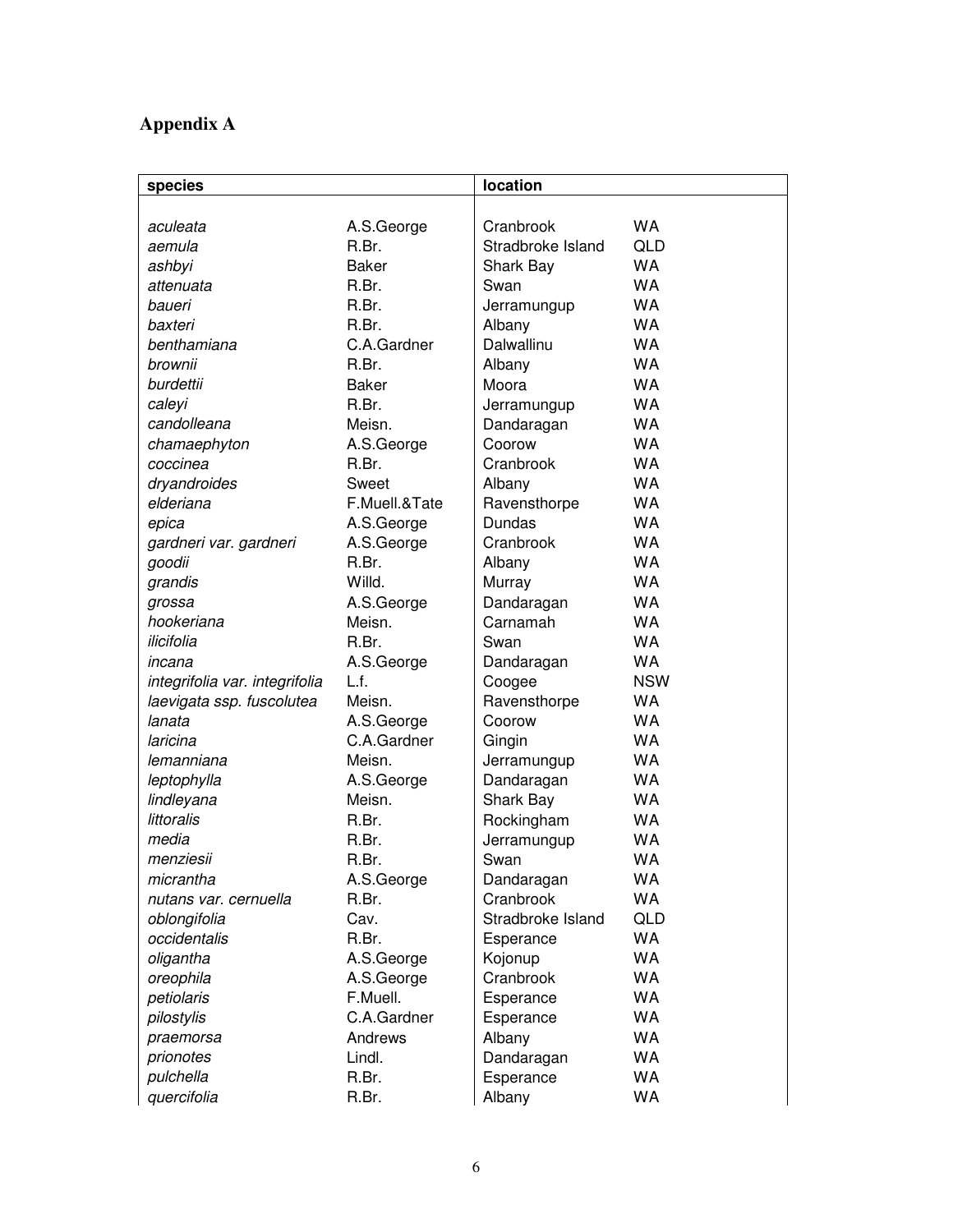## Appendix A

| species | | location | |
|---|---|---|---|
| *aculeata* | A.S.George | Cranbrook | WA |
| *aemula* | R.Br. | Stradbroke Island | QLD |
| *ashbyi* | Baker | Shark Bay | WA |
| *attenuata* | R.Br. | Swan | WA |
| *baueri* | R.Br. | Jerramungup | WA |
| *baxteri* | R.Br. | Albany | WA |
| *benthamiana* | C.A.Gardner | Dalwallinu | WA |
| *brownii* | R.Br. | Albany | WA |
| *burdettii* | Baker | Moora | WA |
| *caleyi* | R.Br. | Jerramungup | WA |
| *candolleana* | Meisn. | Dandaragan | WA |
| *chamaephyton* | A.S.George | Coorow | WA |
| *coccinea* | R.Br. | Cranbrook | WA |
| *dryandroides* | Sweet | Albany | WA |
| *elderiana* | F.Muell.&Tate | Ravensthorpe | WA |
| *epica* | A.S.George | Dundas | WA |
| *gardneri var. gardneri* | A.S.George | Cranbrook | WA |
| *goodii* | R.Br. | Albany | WA |
| *grandis* | Willd. | Murray | WA |
| *grossa* | A.S.George | Dandaragan | WA |
| *hookeriana* | Meisn. | Carnamah | WA |
| *ilicifolia* | R.Br. | Swan | WA |
| *incana* | A.S.George | Dandaragan | WA |
| *integrifolia var. integrifolia* | L.f. | Coogee | NSW |
| *laevigata ssp. fuscolutea* | Meisn. | Ravensthorpe | WA |
| *lanata* | A.S.George | Coorow | WA |
| *laricina* | C.A.Gardner | Gingin | WA |
| *lemanniana* | Meisn. | Jerramungup | WA |
| *leptophylla* | A.S.George | Dandaragan | WA |
| *lindleyana* | Meisn. | Shark Bay | WA |
| *littoralis* | R.Br. | Rockingham | WA |
| *media* | R.Br. | Jerramungup | WA |
| *menziesii* | R.Br. | Swan | WA |
| *micrantha* | A.S.George | Dandaragan | WA |
| *nutans var. cernuella* | R.Br. | Cranbrook | WA |
| *oblongifolia* | Cav. | Stradbroke Island | QLD |
| *occidentalis* | R.Br. | Esperance | WA |
| *oligantha* | A.S.George | Kojonup | WA |
| *oreophila* | A.S.George | Cranbrook | WA |
| *petiolaris* | F.Muell. | Esperance | WA |
| *pilostylis* | C.A.Gardner | Esperance | WA |
| *praemorsa* | Andrews | Albany | WA |
| *prionotes* | Lindl. | Dandaragan | WA |
| *pulchella* | R.Br. | Esperance | WA |
| *quercifolia* | R.Br. | Albany | WA |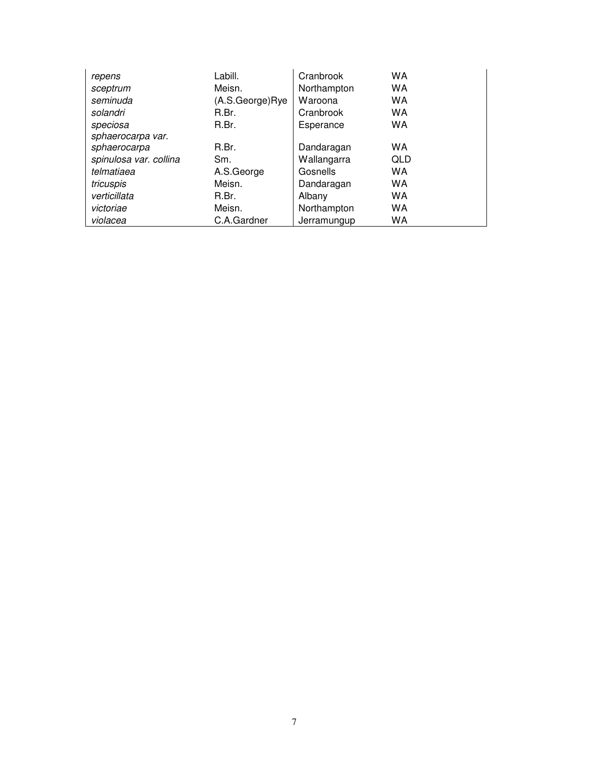| | | | |
|---|---|---|---|
| *repens* | Labill. | Cranbrook | WA |
| *sceptrum* | Meisn. | Northampton | WA |
| *seminuda* | (A.S.George)Rye | Waroona | WA |
| *solandri* | R.Br. | Cranbrook | WA |
| *speciosa* | R.Br. | Esperance | WA |
| *sphaerocarpa var. sphaerocarpa* | R.Br. | Dandaragan | WA |
| *spinulosa var. collina* | Sm. | Wallangarra | QLD |
| *telmatiaea* | A.S.George | Gosnells | WA |
| *tricuspis* | Meisn. | Dandaragan | WA |
| *verticillata* | R.Br. | Albany | WA |
| *victoriae* | Meisn. | Northampton | WA |
| *violacea* | C.A.Gardner | Jerramungup | WA |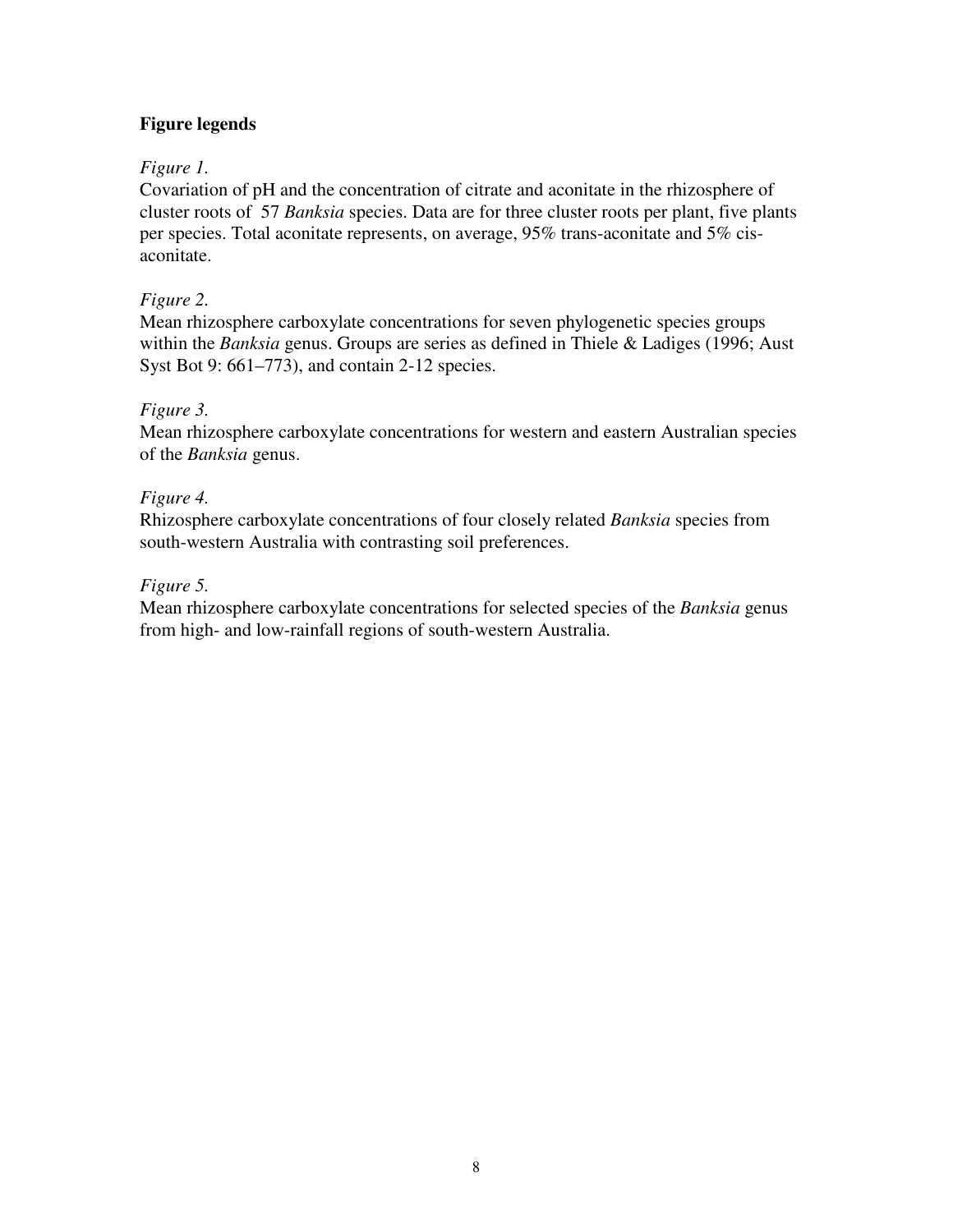## Figure legends

*Figure 1.*

Covariation of pH and the concentration of citrate and aconitate in the rhizosphere of cluster roots of 57 *Banksia* species. Data are for three cluster roots per plant, five plants per species. Total aconitate represents, on average, 95% trans-aconitate and 5% cis-aconitate.

*Figure 2.*

Mean rhizosphere carboxylate concentrations for seven phylogenetic species groups within the *Banksia* genus. Groups are series as defined in Thiele & Ladiges (1996; Aust Syst Bot 9: 661–773), and contain 2-12 species.

*Figure 3.*

Mean rhizosphere carboxylate concentrations for western and eastern Australian species of the *Banksia* genus.

*Figure 4.*

Rhizosphere carboxylate concentrations of four closely related *Banksia* species from south-western Australia with contrasting soil preferences.

*Figure 5.*

Mean rhizosphere carboxylate concentrations for selected species of the *Banksia* genus from high- and low-rainfall regions of south-western Australia.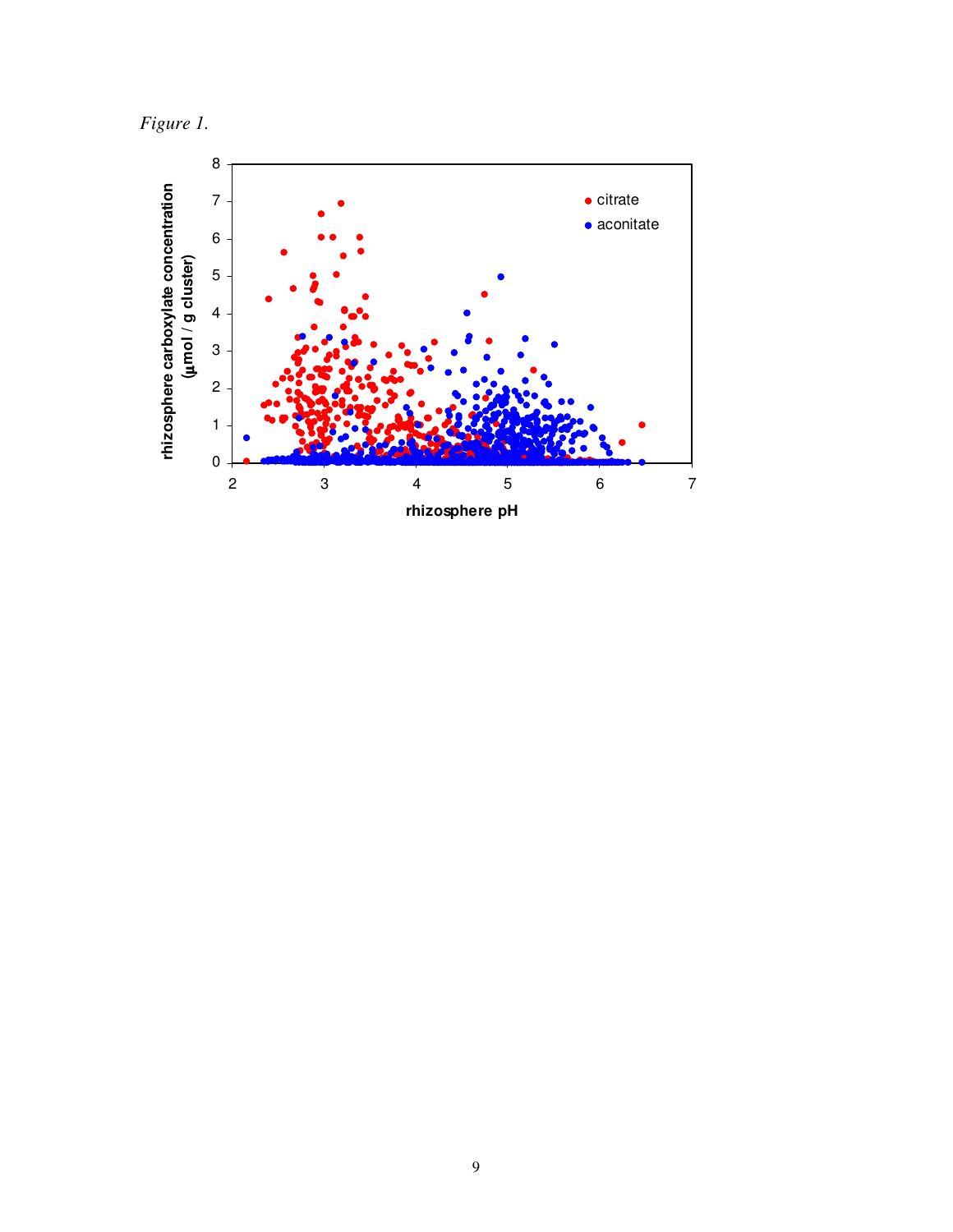*Figure 1.*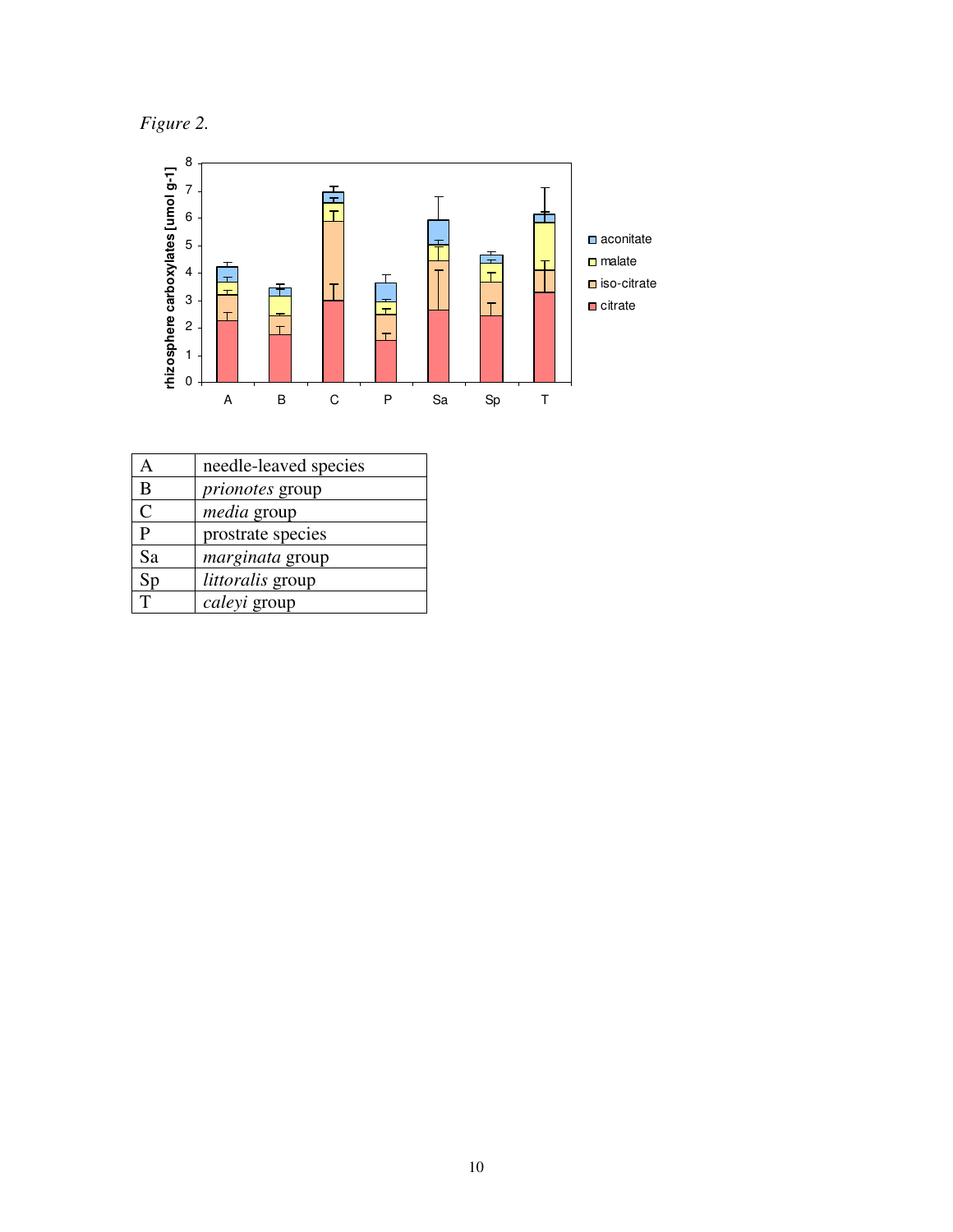*Figure 2.*

| | |
|---|---|
| A | needle-leaved species |
| B | *prionotes* group |
| C | *media* group |
| P | prostrate species |
| Sa | *marginata* group |
| Sp | *littoralis* group |
| T | *caleyi* group |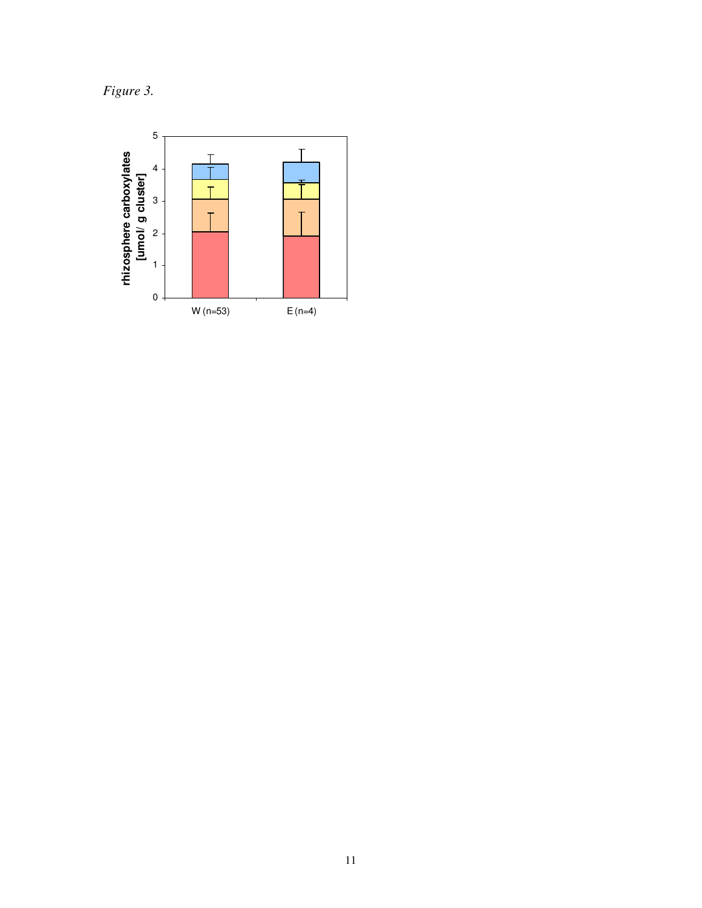*Figure 3.*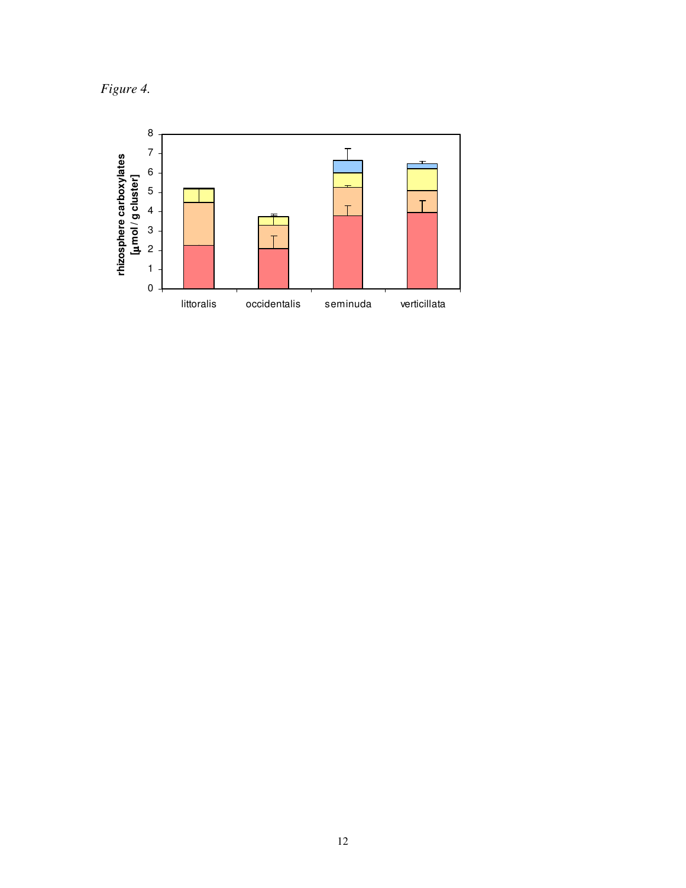*Figure 4.*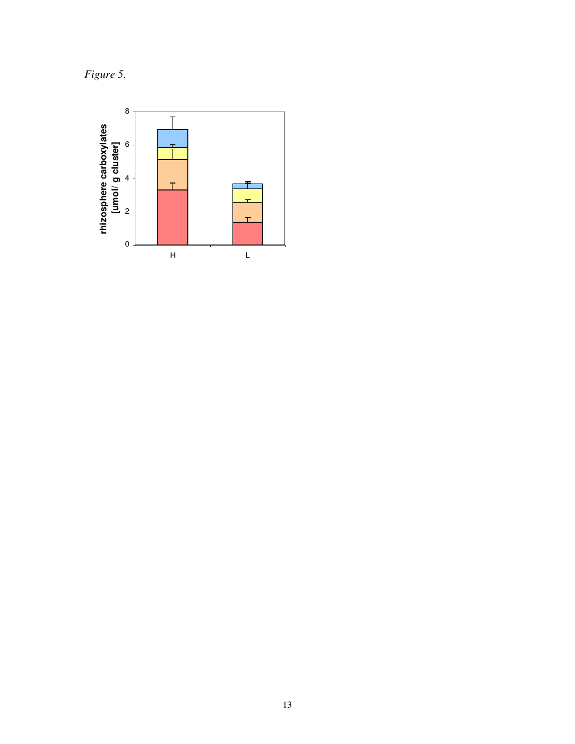*Figure 5.*

rhizosphere carboxylates [umol/ g cluster]

8

6

4

2

0

H

L